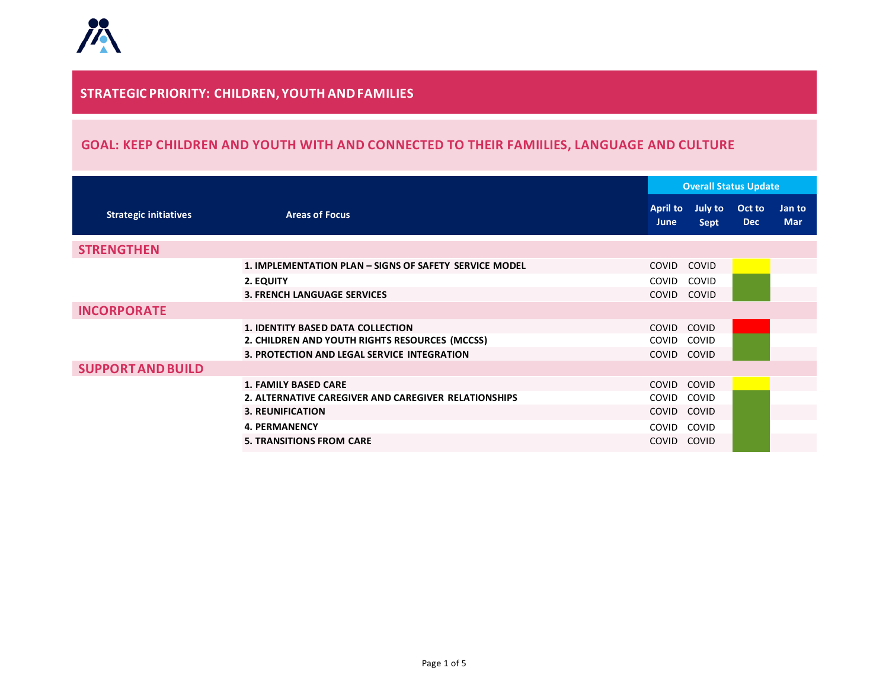## STRATEGIC PRIORITY: CHILDREN, YOUTH AND FAMILIES

### GOAL: KEEP CHILDREN AND YOUTH WITH AND CONNECTED TO THEIR FAMIILIES, LANGUAGE AND CULTURE

| Strategic initiatives | Areas of Focus | Overall Status Update | | | |
|---|---|---|---|---|---|
| | | April to June | July to Sept | Oct to Dec | Jan to Mar |
| **STRENGTHEN** | | | | | |
| | **1. IMPLEMENTATION PLAN – SIGNS OF SAFETY SERVICE MODEL** | COVID | COVID | Yellow | |
| | **2. EQUITY** | COVID | COVID | Green | |
| | **3. FRENCH LANGUAGE SERVICES** | COVID | COVID | Green | |
| **INCORPORATE** | | | | | |
| | **1. IDENTITY BASED DATA COLLECTION** | COVID | COVID | Red | |
| | **2. CHILDREN AND YOUTH RIGHTS RESOURCES (MCCSS)** | COVID | COVID | Green | |
| | **3. PROTECTION AND LEGAL SERVICE INTEGRATION** | COVID | COVID | Green | |
| **SUPPORT AND BUILD** | | | | | |
| | **1. FAMILY BASED CARE** | COVID | COVID | Yellow | |
| | **2. ALTERNATIVE CAREGIVER AND CAREGIVER RELATIONSHIPS** | COVID | COVID | Green | |
| | **3. REUNIFICATION** | COVID | COVID | Green | |
| | **4. PERMANENCY** | COVID | COVID | Green | |
| | **5. TRANSITIONS FROM CARE** | COVID | COVID | Green | |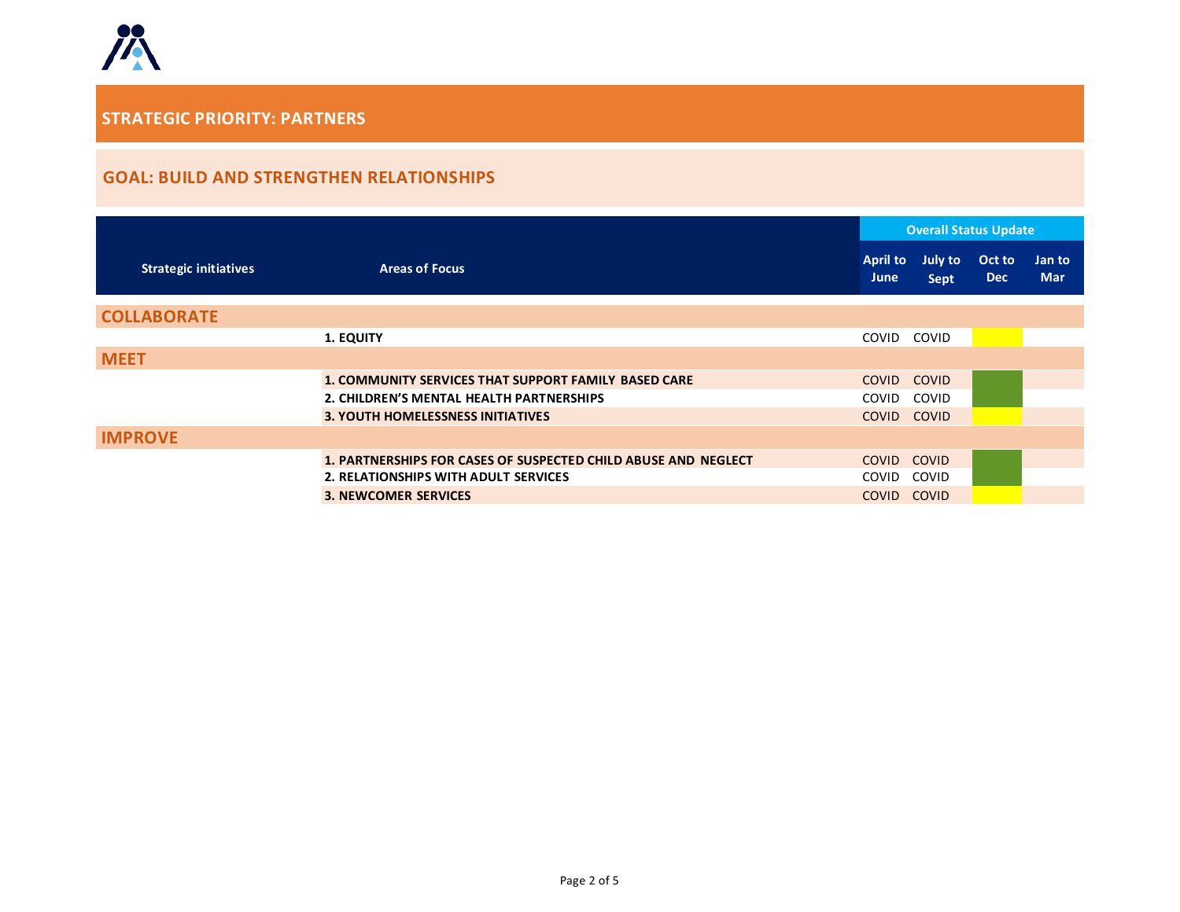## STRATEGIC PRIORITY: PARTNERS

### GOAL: BUILD AND STRENGTHEN RELATIONSHIPS

| Strategic initiatives | Areas of Focus | Overall Status Update | | | |
|---|---|---|---|---|---|
| | | April to June | July to Sept | Oct to Dec | Jan to Mar |
| **COLLABORATE** | | | | | |
| | **1. EQUITY** | COVID | COVID | | |
| **MEET** | | | | | |
| | **1. COMMUNITY SERVICES THAT SUPPORT FAMILY BASED CARE** | COVID | COVID | | |
| | **2. CHILDREN'S MENTAL HEALTH PARTNERSHIPS** | COVID | COVID | | |
| | **3. YOUTH HOMELESSNESS INITIATIVES** | COVID | COVID | | |
| **IMPROVE** | | | | | |
| | **1. PARTNERSHIPS FOR CASES OF SUSPECTED CHILD ABUSE AND NEGLECT** | COVID | COVID | | |
| | **2. RELATIONSHIPS WITH ADULT SERVICES** | COVID | COVID | | |
| | **3. NEWCOMER SERVICES** | COVID | COVID | | |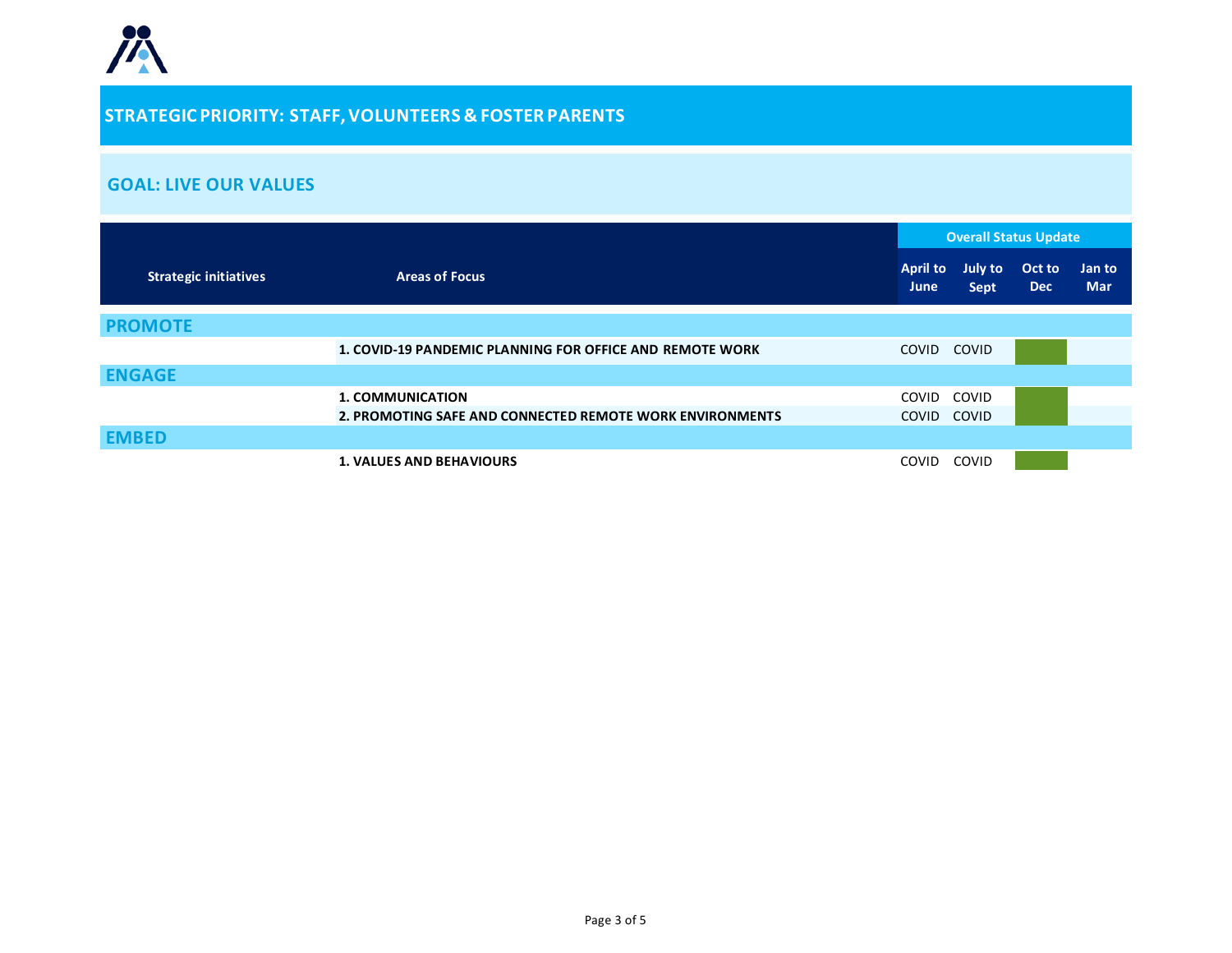## STRATEGIC PRIORITY: STAFF, VOLUNTEERS & FOSTER PARENTS

### GOAL: LIVE OUR VALUES

| Strategic initiatives | Areas of Focus | Overall Status Update | | | |
|---|---|---|---|---|---|
| | | April to June | July to Sept | Oct to Dec | Jan to Mar |
| **PROMOTE** | | | | | |
| | **1. COVID-19 PANDEMIC PLANNING FOR OFFICE AND REMOTE WORK** | COVID | COVID | | |
| **ENGAGE** | | | | | |
| | **1. COMMUNICATION** | COVID | COVID | | |
| | **2. PROMOTING SAFE AND CONNECTED REMOTE WORK ENVIRONMENTS** | COVID | COVID | | |
| **EMBED** | | | | | |
| | **1. VALUES AND BEHAVIOURS** | COVID | COVID | | |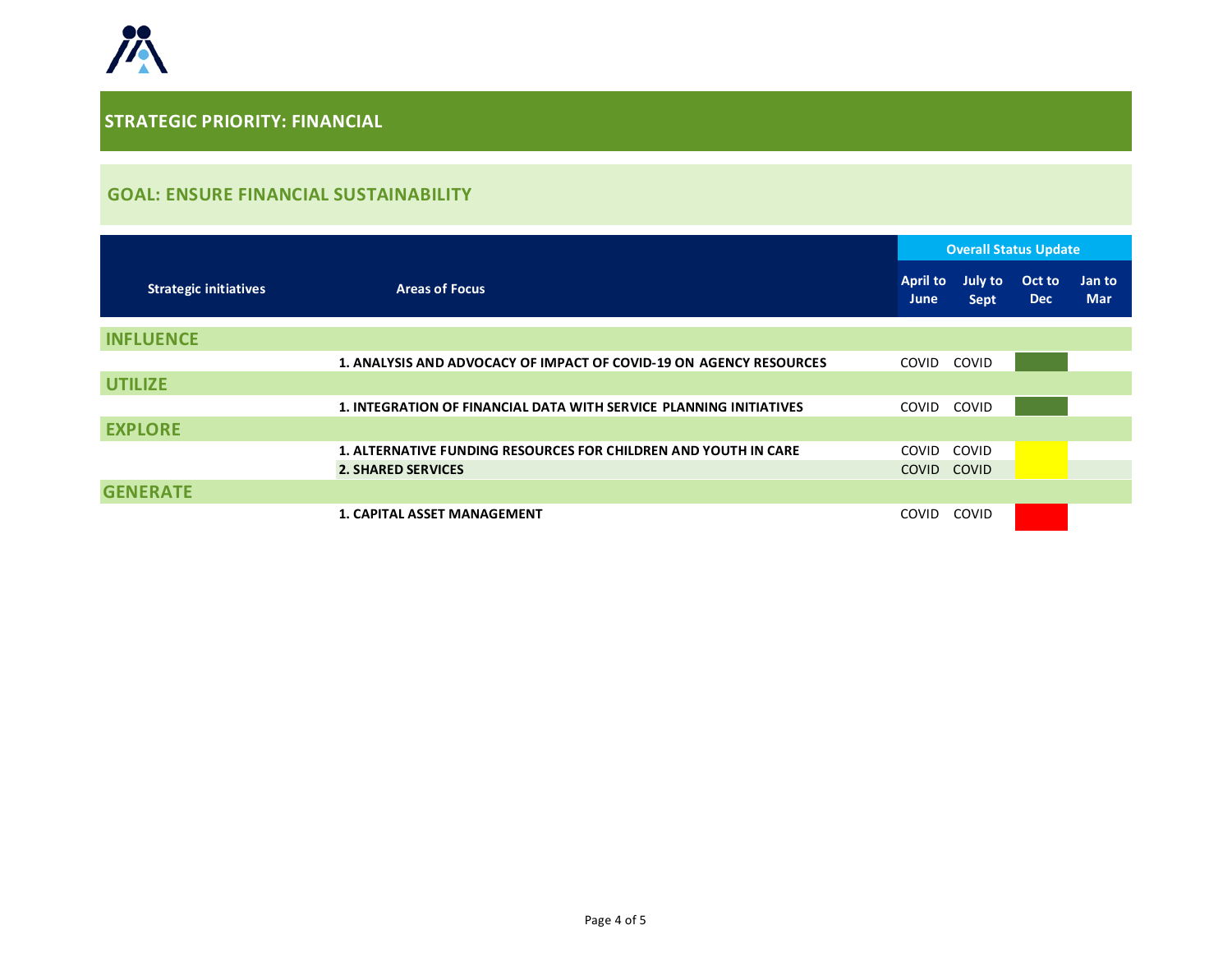## STRATEGIC PRIORITY: FINANCIAL

### GOAL: ENSURE FINANCIAL SUSTAINABILITY

| Strategic initiatives | Areas of Focus | Overall Status Update | | | |
|---|---|---|---|---|---|
| | | April to June | July to Sept | Oct to Dec | Jan to Mar |
| **INFLUENCE** | | | | | |
| | **1. ANALYSIS AND ADVOCACY OF IMPACT OF COVID-19 ON AGENCY RESOURCES** | COVID | COVID | | |
| **UTILIZE** | | | | | |
| | **1. INTEGRATION OF FINANCIAL DATA WITH SERVICE PLANNING INITIATIVES** | COVID | COVID | | |
| **EXPLORE** | | | | | |
| | **1. ALTERNATIVE FUNDING RESOURCES FOR CHILDREN AND YOUTH IN CARE** | COVID | COVID | | |
| | **2. SHARED SERVICES** | COVID | COVID | | |
| **GENERATE** | | | | | |
| | **1. CAPITAL ASSET MANAGEMENT** | COVID | COVID | | |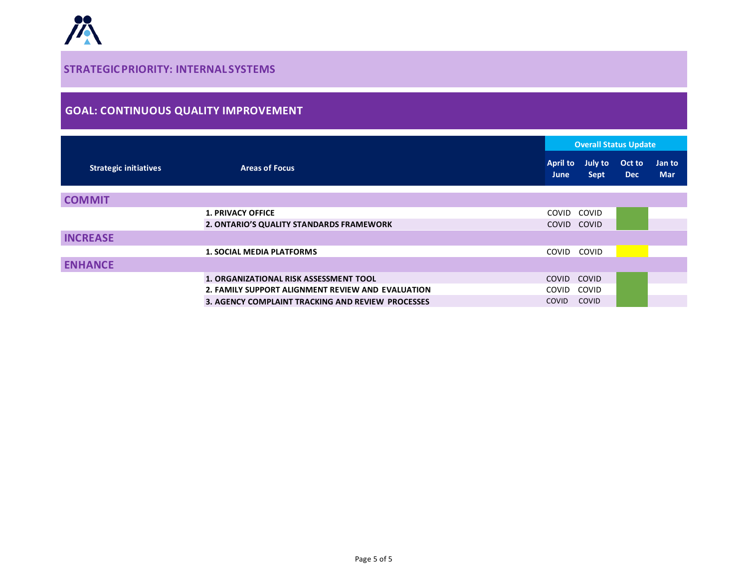## STRATEGIC PRIORITY: INTERNAL SYSTEMS

## GOAL: CONTINUOUS QUALITY IMPROVEMENT

| Strategic initiatives | Areas of Focus | Overall Status Update | | | |
|---|---|---|---|---|---|
| | | April to June | July to Sept | Oct to Dec | Jan to Mar |
| **COMMIT** | | | | | |
| | **1. PRIVACY OFFICE** | COVID | COVID | | |
| | **2. ONTARIO'S QUALITY STANDARDS FRAMEWORK** | COVID | COVID | | |
| **INCREASE** | | | | | |
| | **1. SOCIAL MEDIA PLATFORMS** | COVID | COVID | | |
| **ENHANCE** | | | | | |
| | **1. ORGANIZATIONAL RISK ASSESSMENT TOOL** | COVID | COVID | | |
| | **2. FAMILY SUPPORT ALIGNMENT REVIEW AND EVALUATION** | COVID | COVID | | |
| | **3. AGENCY COMPLAINT TRACKING AND REVIEW PROCESSES** | COVID | COVID | | |